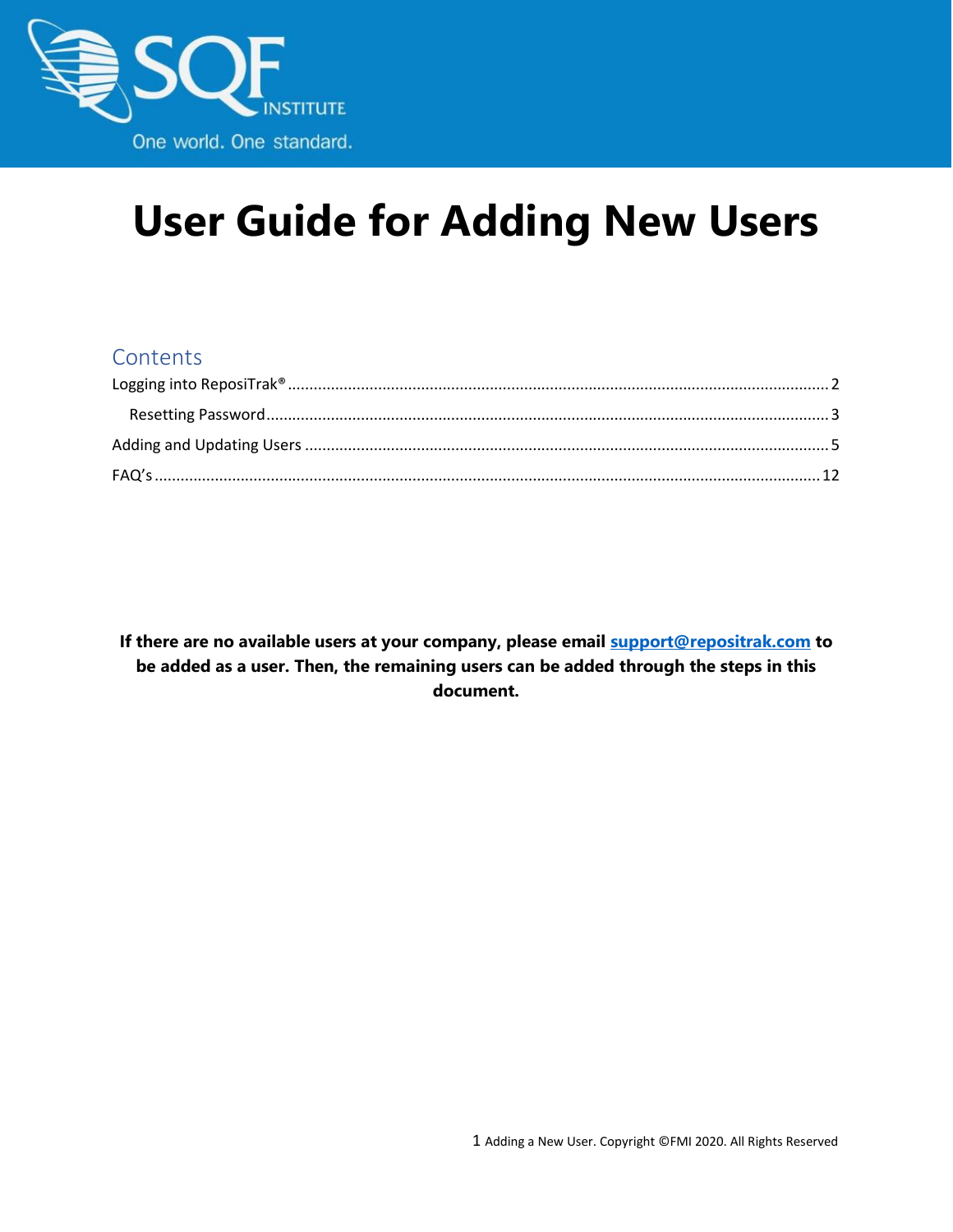# User Guide for Adding New Users

## Contents

- Logging into ReposiTrak® .......... 2
  - Resetting Password .......... 3
- Adding and Updating Users .......... 5
- FAQ's .......... 12

**If there are no available users at your company, please email [support@repositrak.com](mailto:support@repositrak.com) to be added as a user. Then, the remaining users can be added through the steps in this document.**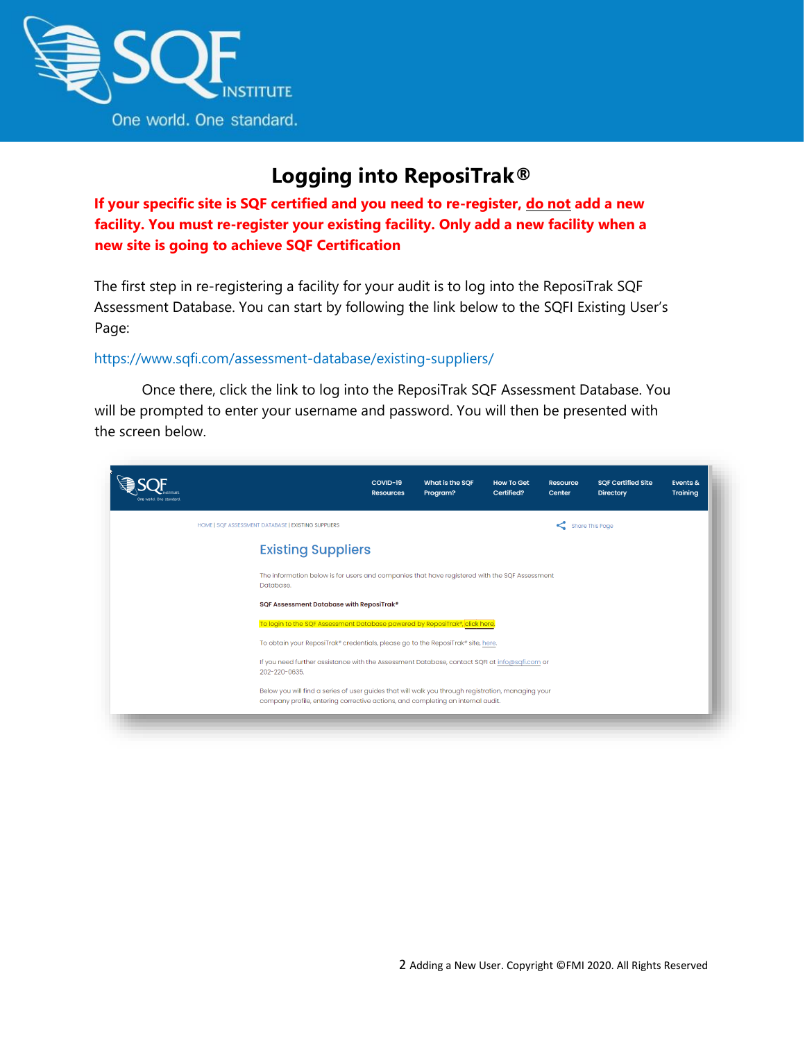# Logging into ReposiTrak®

**If your specific site is SQF certified and you need to re-register, <u>do not</u> add a new facility. You must re-register your existing facility. Only add a new facility when a new site is going to achieve SQF Certification**

The first step in re-registering a facility for your audit is to log into the ReposiTrak SQF Assessment Database. You can start by following the link below to the SQFI Existing User's Page:

https://www.sqfi.com/assessment-database/existing-suppliers/

Once there, click the link to log into the ReposiTrak SQF Assessment Database. You will be prompted to enter your username and password. You will then be presented with the screen below.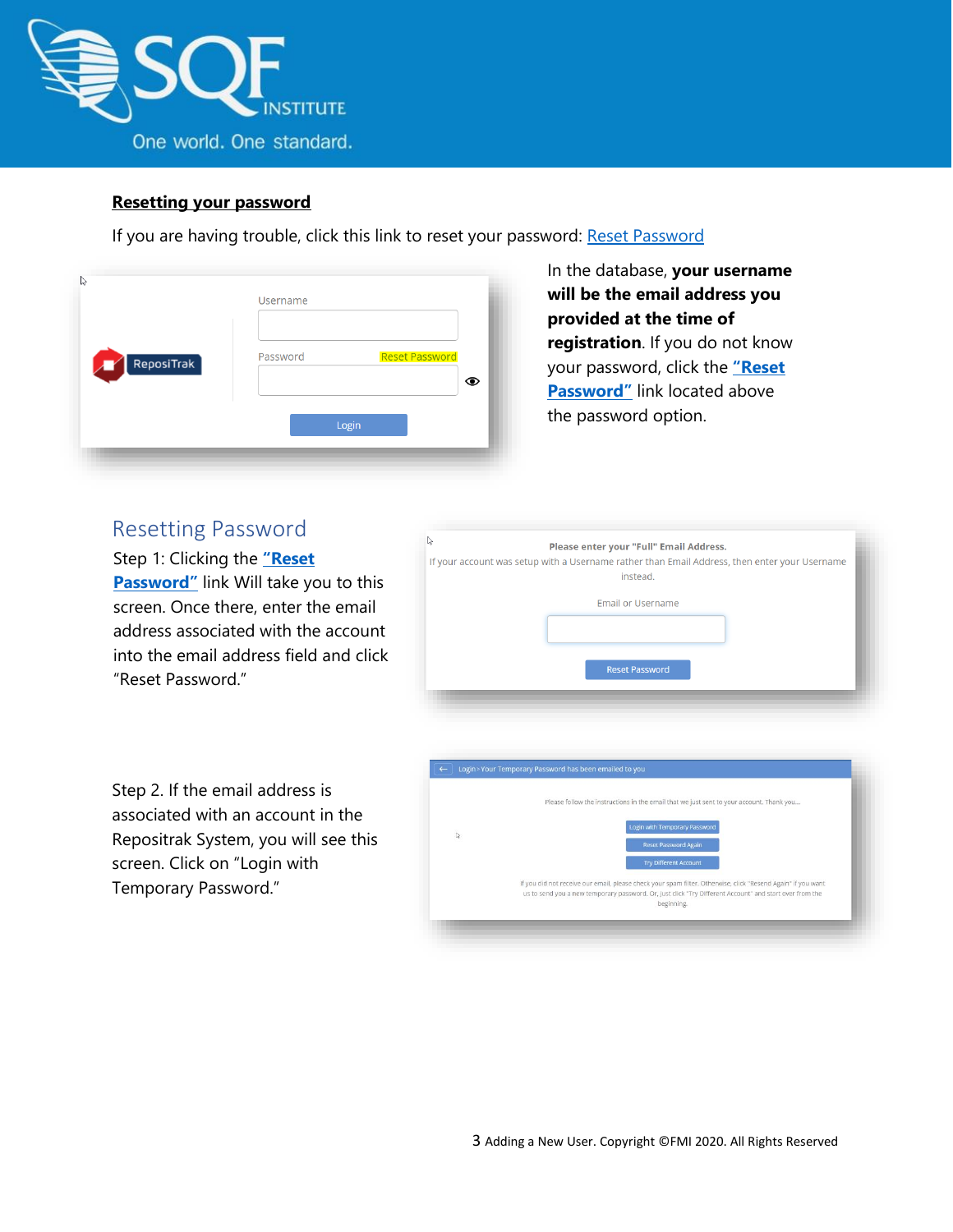**Resetting your password**

If you are having trouble, click this link to reset your password: Reset Password

In the database, **your username will be the email address you provided at the time of registration**. If you do not know your password, click the **"Reset Password"** link located above the password option.

## Resetting Password

Step 1: Clicking the **"Reset Password"** link Will take you to this screen. Once there, enter the email address associated with the account into the email address field and click "Reset Password."

Step 2. If the email address is associated with an account in the Repositrak System, you will see this screen. Click on "Login with Temporary Password."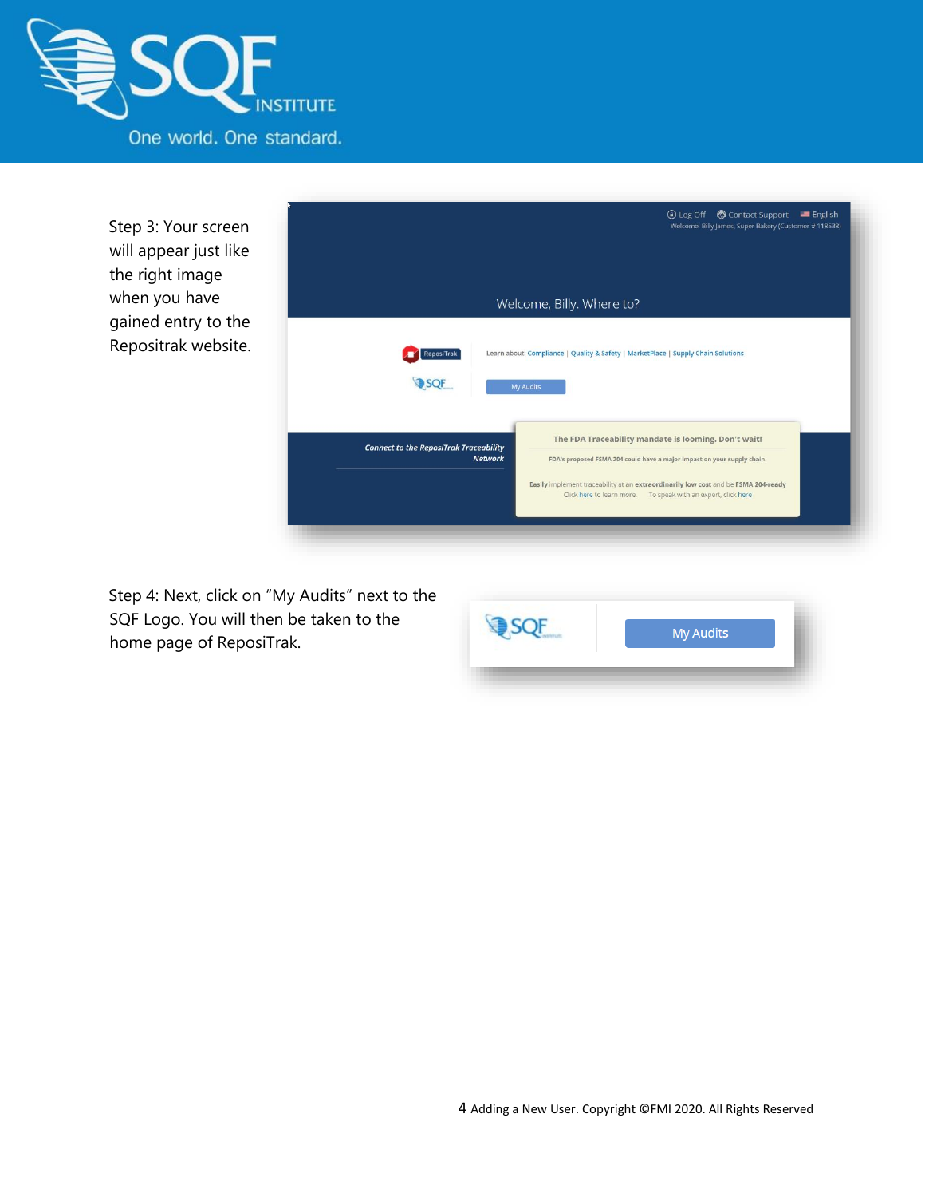Step 3: Your screen will appear just like the right image when you have gained entry to the Repositrak website.

Step 4: Next, click on "My Audits" next to the SQF Logo. You will then be taken to the home page of ReposiTrak.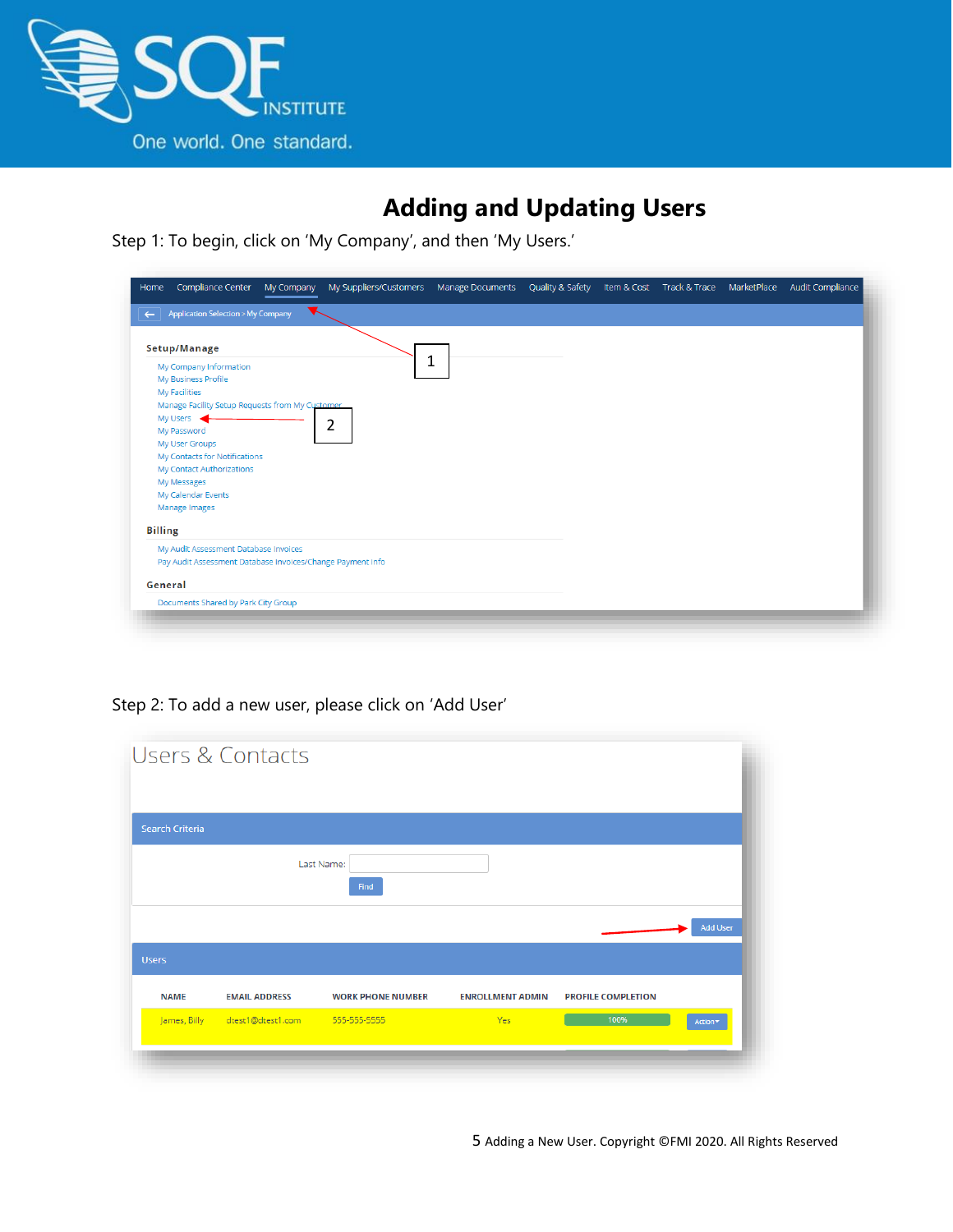## Adding and Updating Users

Step 1: To begin, click on 'My Company', and then 'My Users.'

Step 2: To add a new user, please click on 'Add User'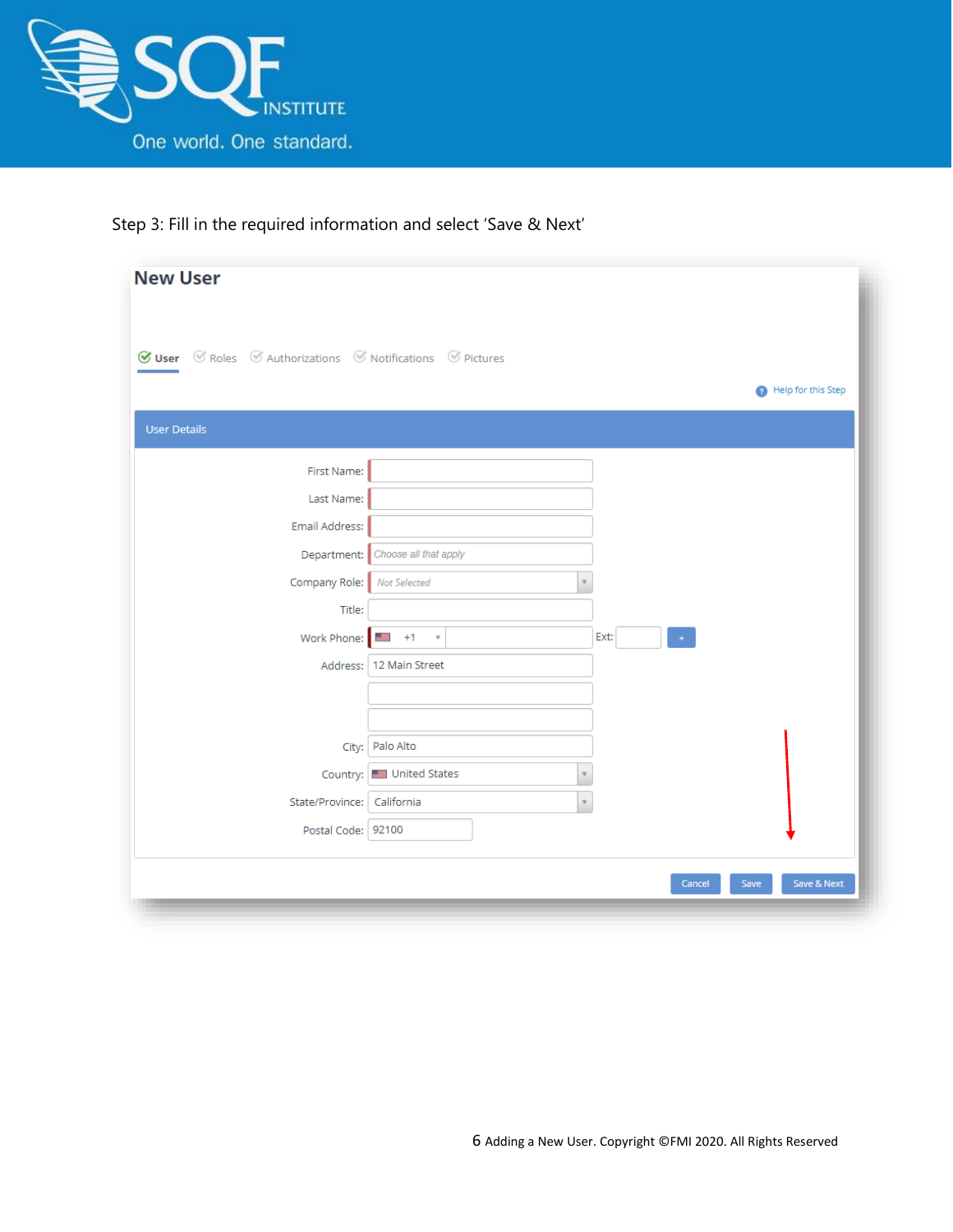Step 3: Fill in the required information and select 'Save & Next'

## New User

User | Roles | Authorizations | Notifications | Pictures

Help for this Step

**User Details**

First Name:

Last Name:

Email Address:

Department: *Choose all that apply*

Company Role: *Not Selected*

Title:

Work Phone: +1 Ext:

Address: 12 Main Street

City: Palo Alto

Country: United States

State/Province: California

Postal Code: 92100

Cancel | Save | Save & Next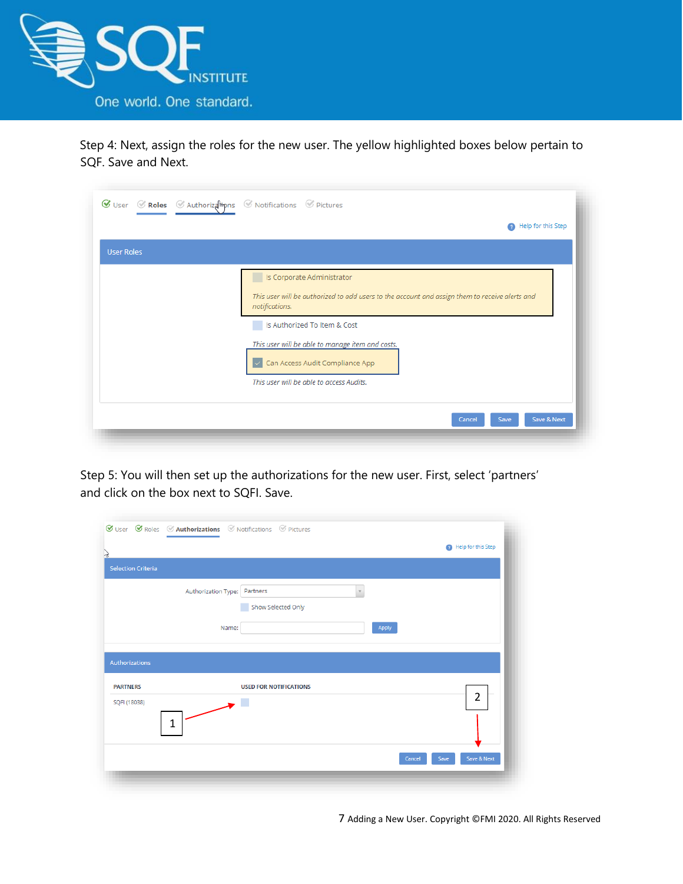Step 4: Next, assign the roles for the new user. The yellow highlighted boxes below pertain to SQF. Save and Next.

User | Roles | Authorizations | Notifications | Pictures

Help for this Step

User Roles

Is Corporate Administrator

*This user will be authorized to add users to the account and assign them to receive alerts and notifications.*

Is Authorized To Item & Cost

*This user will be able to manage item and costs.*

Can Access Audit Compliance App

*This user will be able to access Audits.*

Cancel | Save | Save & Next

Step 5: You will then set up the authorizations for the new user. First, select 'partners' and click on the box next to SQFI. Save.

User | Roles | Authorizations | Notifications | Pictures

Help for this Step

Selection Criteria

Authorization Type: Partners

Show Selected Only

Name: Apply

Authorizations

| PARTNERS | USED FOR NOTIFICATIONS |
|---|---|
| SQFI (18038) | |

1

2

Cancel | Save | Save & Next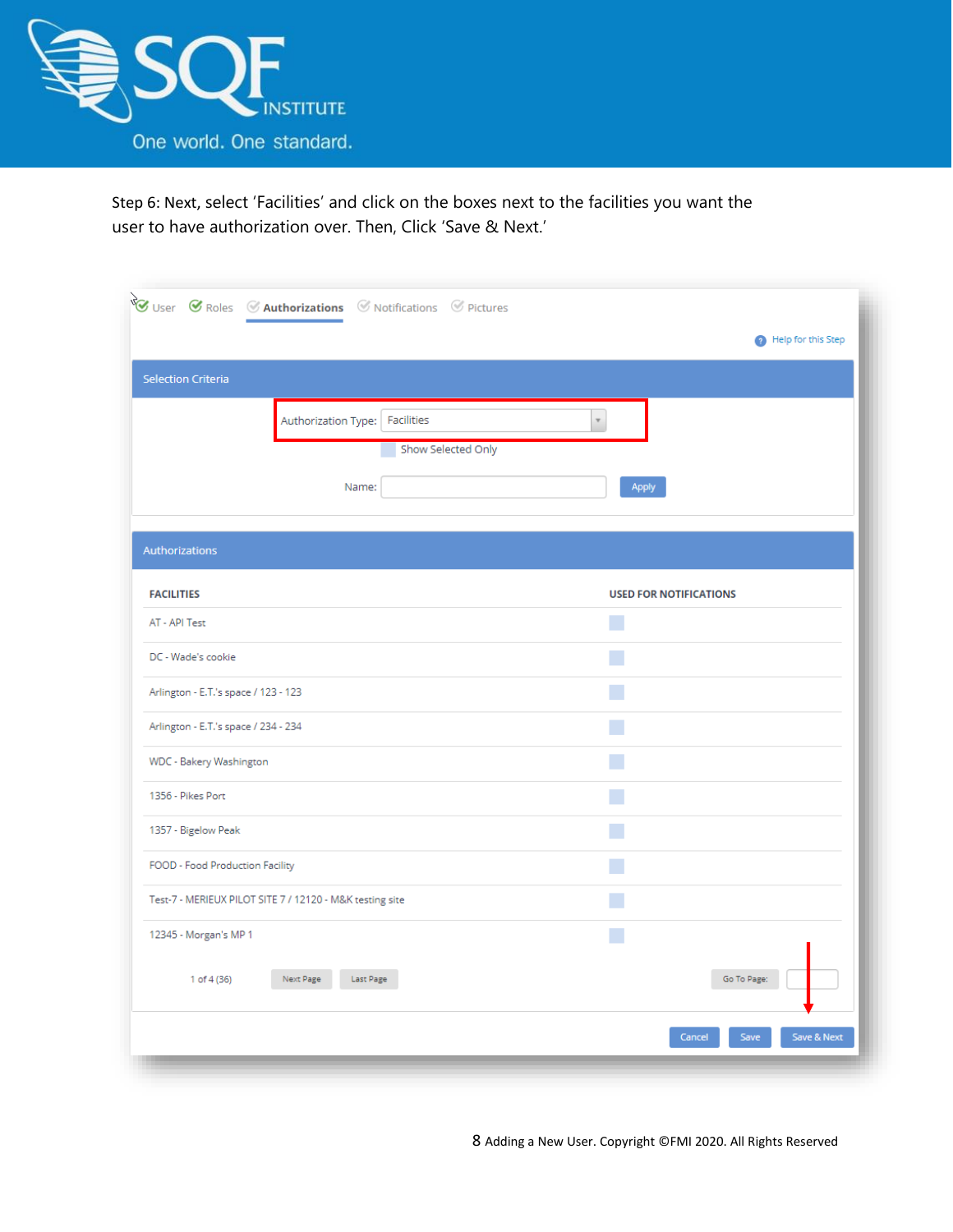Step 6: Next, select 'Facilities' and click on the boxes next to the facilities you want the user to have authorization over. Then, Click 'Save & Next.'

User | Roles | **Authorizations** | Notifications | Pictures

Help for this Step

**Selection Criteria**

Authorization Type: Facilities

Show Selected Only

Name: [ ] Apply

**Authorizations**

| FACILITIES | USED FOR NOTIFICATIONS |
|---|---|
| AT - API Test | |
| DC - Wade's cookie | |
| Arlington - E.T.'s space / 123 - 123 | |
| Arlington - E.T.'s space / 234 - 234 | |
| WDC - Bakery Washington | |
| 1356 - Pikes Port | |
| 1357 - Bigelow Peak | |
| FOOD - Food Production Facility | |
| Test-7 - MERIEUX PILOT SITE 7 / 12120 - M&K testing site | |
| 12345 - Morgan's MP 1 | |

1 of 4 (36) | Next Page | Last Page | Go To Page:

Cancel | Save | Save & Next

Adding a New User. Copyright ©FMI 2020. All Rights Reserved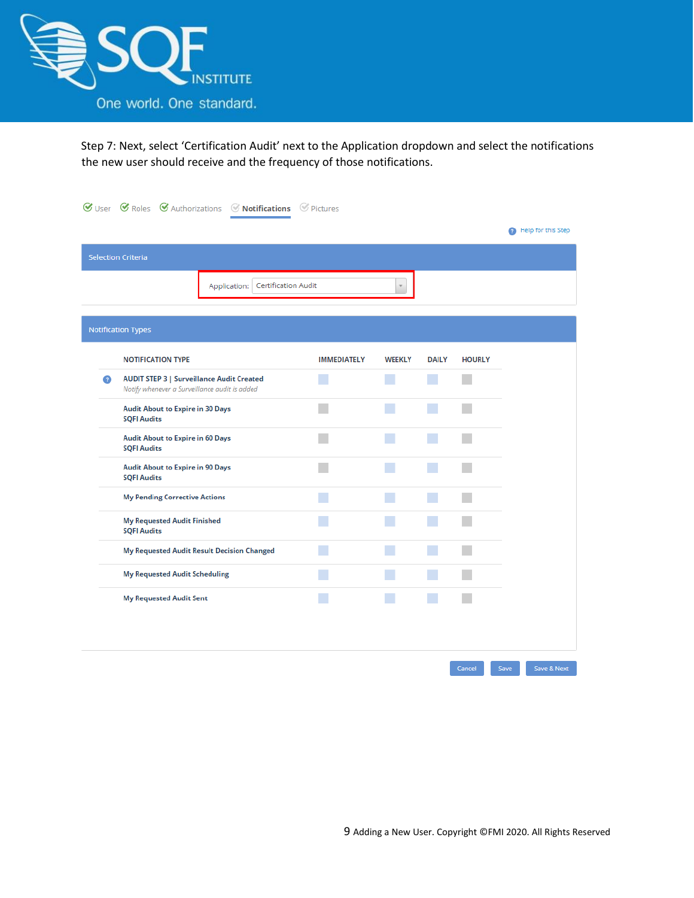Step 7: Next, select 'Certification Audit' next to the Application dropdown and select the notifications the new user should receive and the frequency of those notifications.

User | Roles | Authorizations | **Notifications** | Pictures

Help for this Step

**Selection Criteria**

Application: Certification Audit

**Notification Types**

| NOTIFICATION TYPE | IMMEDIATELY | WEEKLY | DAILY | HOURLY |
|---|---|---|---|---|
| AUDIT STEP 3 \| Surveillance Audit Created<br>*Notify whenever a Surveillance audit is added* | | | | |
| Audit About to Expire in 30 Days<br>SQFI Audits | | | | |
| Audit About to Expire in 60 Days<br>SQFI Audits | | | | |
| Audit About to Expire in 90 Days<br>SQFI Audits | | | | |
| My Pending Corrective Actions | | | | |
| My Requested Audit Finished<br>SQFI Audits | | | | |
| My Requested Audit Result Decision Changed | | | | |
| My Requested Audit Scheduling | | | | |
| My Requested Audit Sent | | | | |

Cancel | Save | Save & Next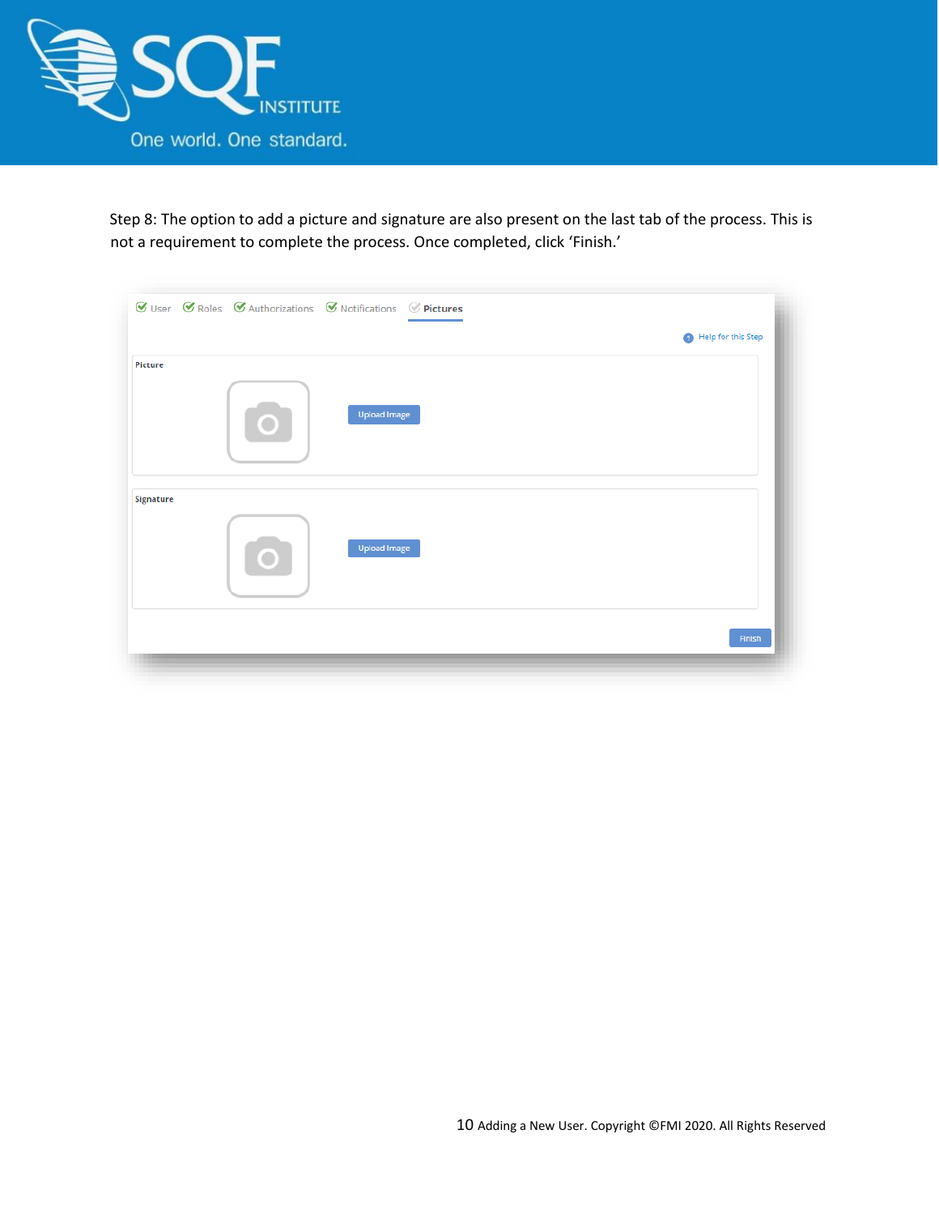Step 8: The option to add a picture and signature are also present on the last tab of the process. This is not a requirement to complete the process. Once completed, click 'Finish.'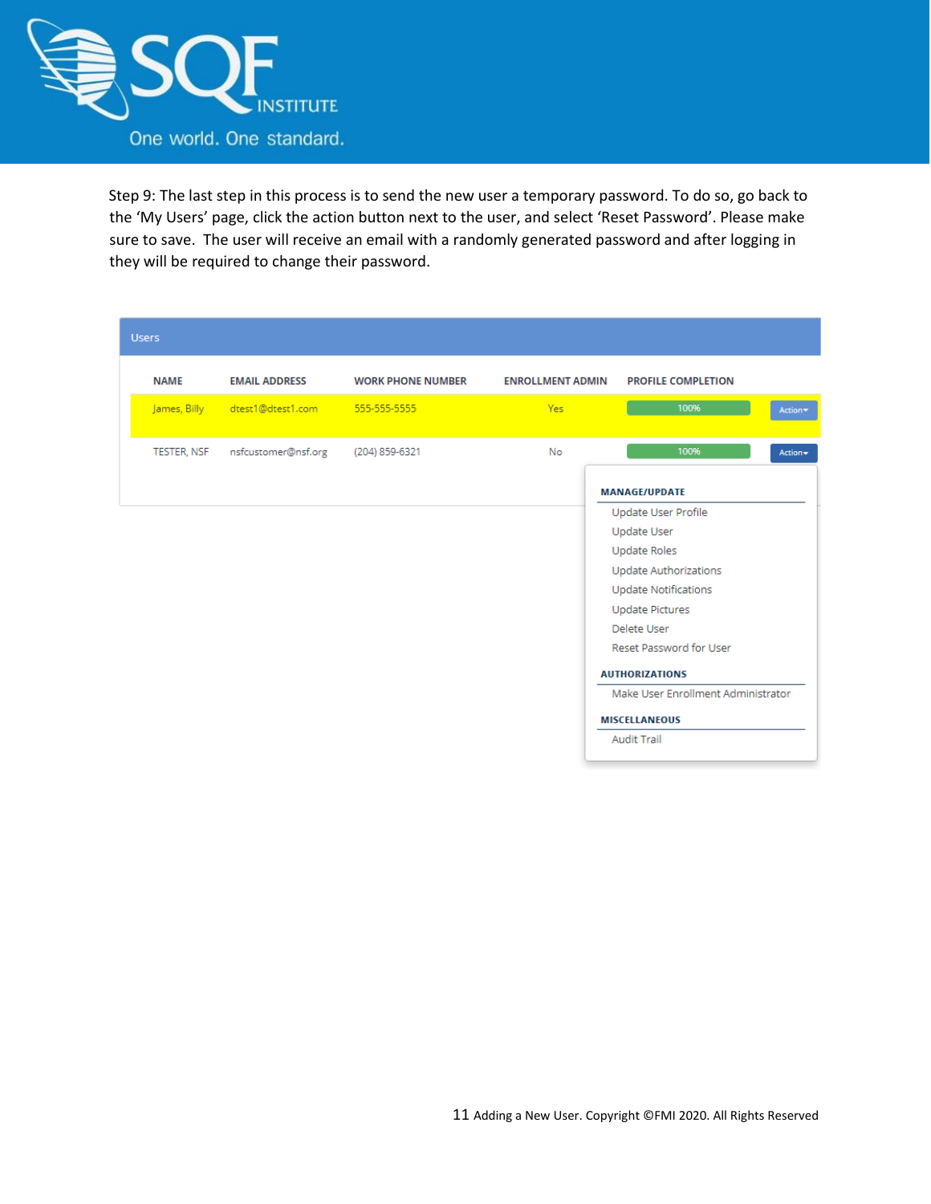Step 9: The last step in this process is to send the new user a temporary password. To do so, go back to the 'My Users' page, click the action button next to the user, and select 'Reset Password'. Please make sure to save. The user will receive an email with a randomly generated password and after logging in they will be required to change their password.

**Users**

| NAME | EMAIL ADDRESS | WORK PHONE NUMBER | ENROLLMENT ADMIN | PROFILE COMPLETION | |
|---|---|---|---|---|---|
| James, Billy | dtest1@dtest1.com | 555-555-5555 | Yes | 100% | Action |
| TESTER, NSF | nsfcustomer@nsf.org | (204) 859-6321 | No | 100% | Action |

**MANAGE/UPDATE**
- Update User Profile
- Update User
- Update Roles
- Update Authorizations
- Update Notifications
- Update Pictures
- Delete User
- Reset Password for User

**AUTHORIZATIONS**
- Make User Enrollment Administrator

**MISCELLANEOUS**
- Audit Trail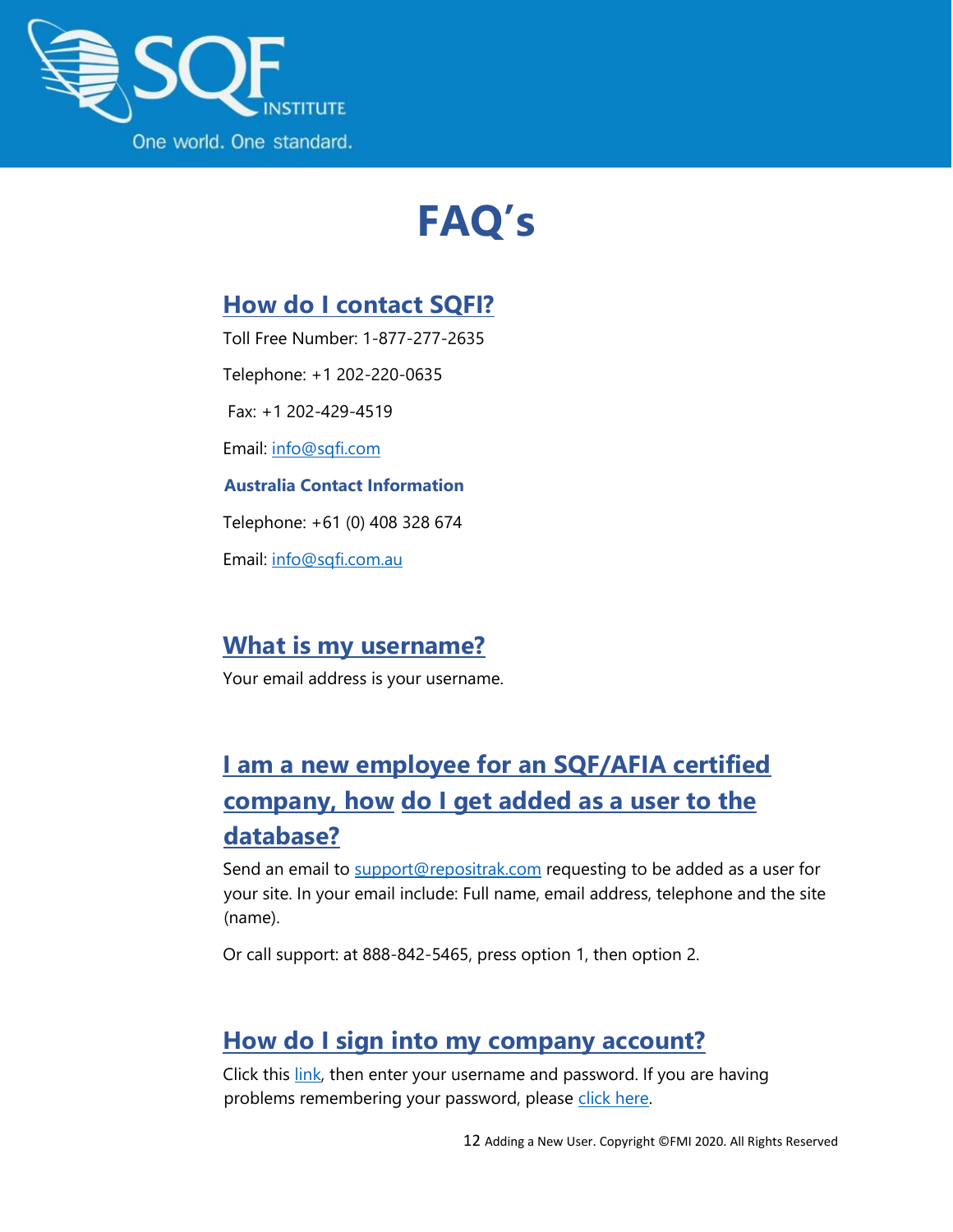# FAQ's

## How do I contact SQFI?

Toll Free Number: 1-877-277-2635

Telephone: +1 202-220-0635

Fax: +1 202-429-4519

Email: info@sqfi.com

### Australia Contact Information

Telephone: +61 (0) 408 328 674

Email: info@sqfi.com.au

## What is my username?

Your email address is your username.

## I am a new employee for an SQF/AFIA certified company, how do I get added as a user to the database?

Send an email to support@repositrak.com requesting to be added as a user for your site. In your email include: Full name, email address, telephone and the site (name).

Or call support: at 888-842-5465, press option 1, then option 2.

## How do I sign into my company account?

Click this link, then enter your username and password. If you are having problems remembering your password, please click here.

Adding a New User. Copyright ©FMI 2020. All Rights Reserved